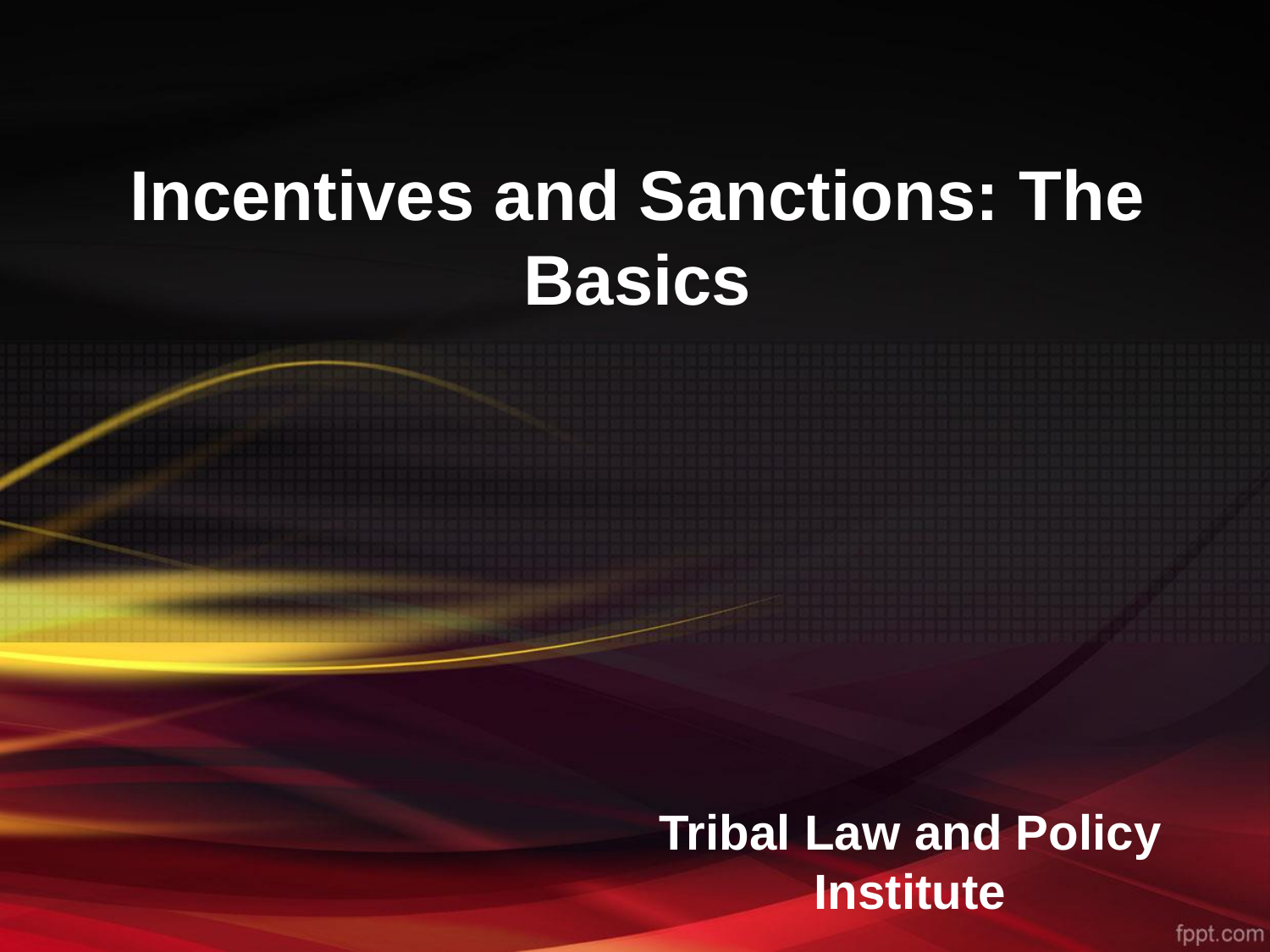# Incentives and Sanctions: The Basics

**Tribal Law and Policy Institute**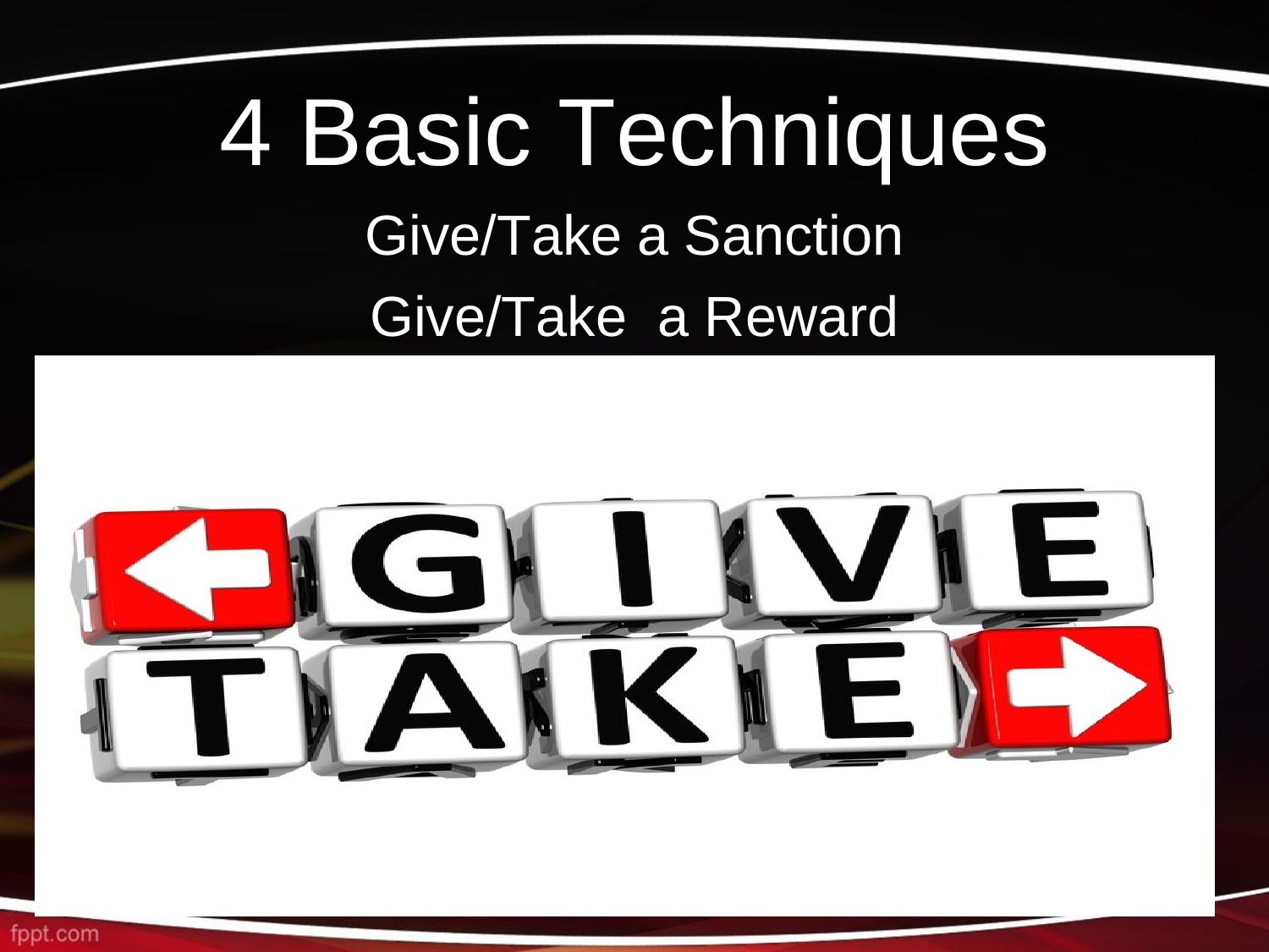# 4 Basic Techniques

Give/Take a Sanction

Give/Take a Reward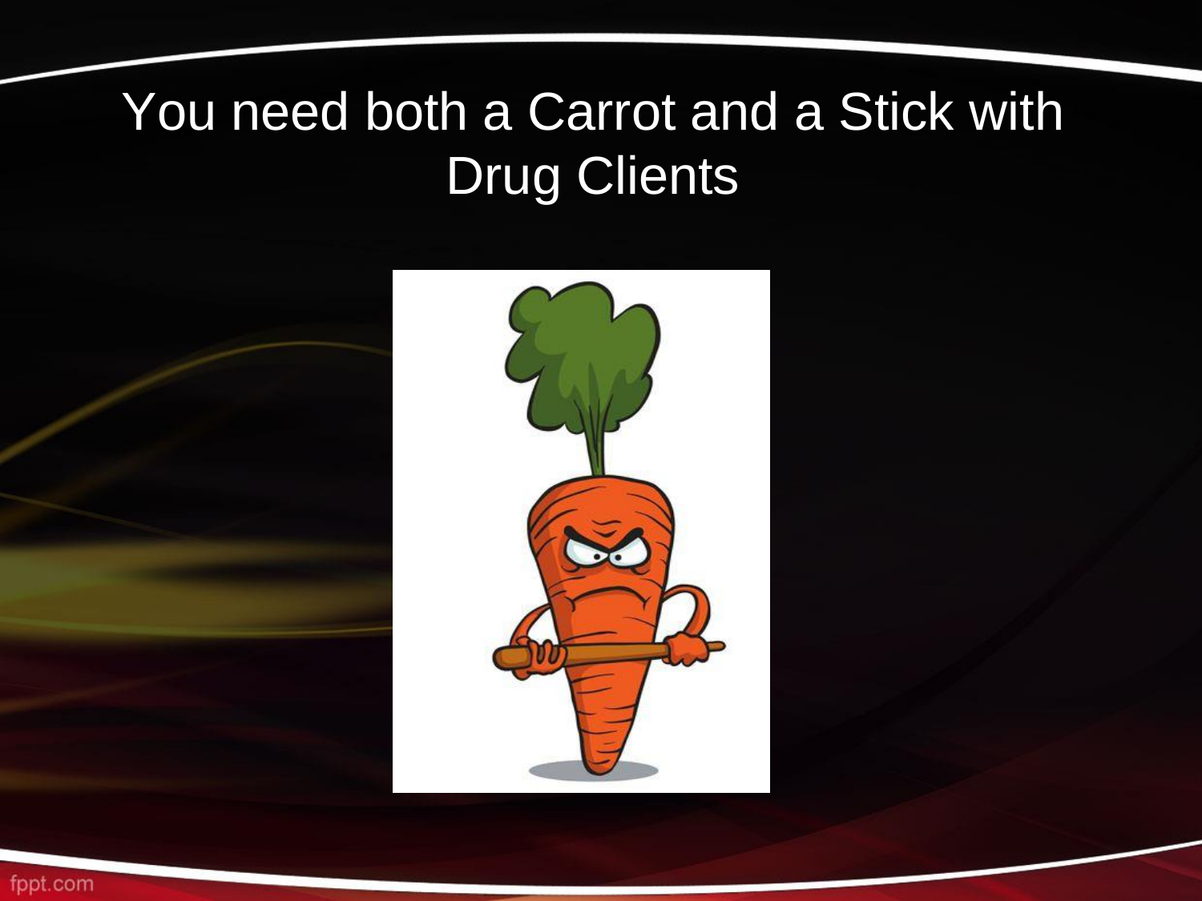# You need both a Carrot and a Stick with Drug Clients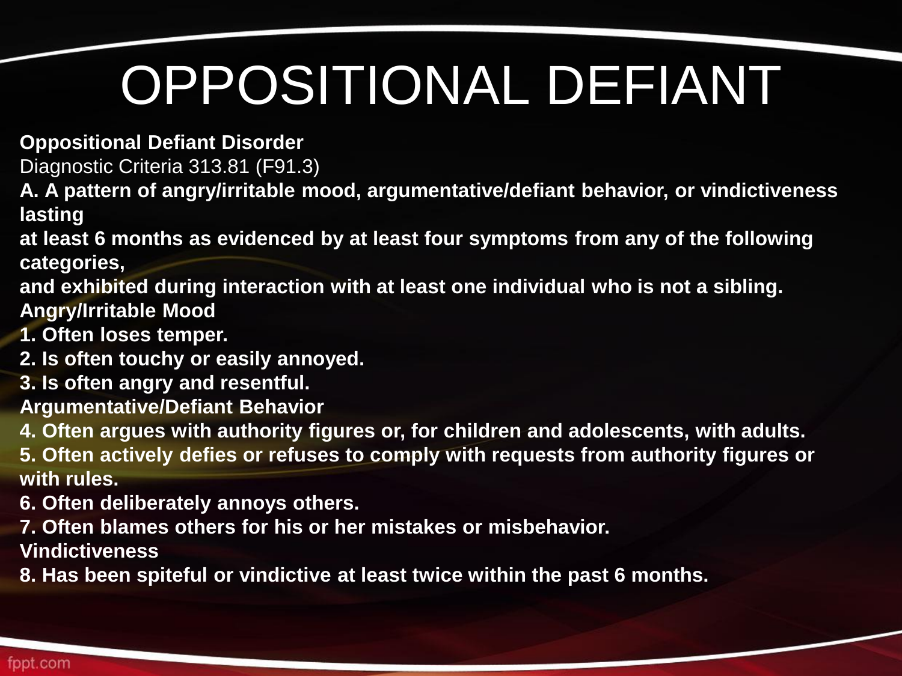# OPPOSITIONAL DEFIANT

**Oppositional Defiant Disorder**

Diagnostic Criteria 313.81 (F91.3)

**A. A pattern of angry/irritable mood, argumentative/defiant behavior, or vindictiveness lasting at least 6 months as evidenced by at least four symptoms from any of the following categories, and exhibited during interaction with at least one individual who is not a sibling.**

**Angry/Irritable Mood**

**1. Often loses temper.**

**2. Is often touchy or easily annoyed.**

**3. Is often angry and resentful.**

**Argumentative/Defiant Behavior**

**4. Often argues with authority figures or, for children and adolescents, with adults.**

**5. Often actively defies or refuses to comply with requests from authority figures or with rules.**

**6. Often deliberately annoys others.**

**7. Often blames others for his or her mistakes or misbehavior.**

**Vindictiveness**

**8. Has been spiteful or vindictive at least twice within the past 6 months.**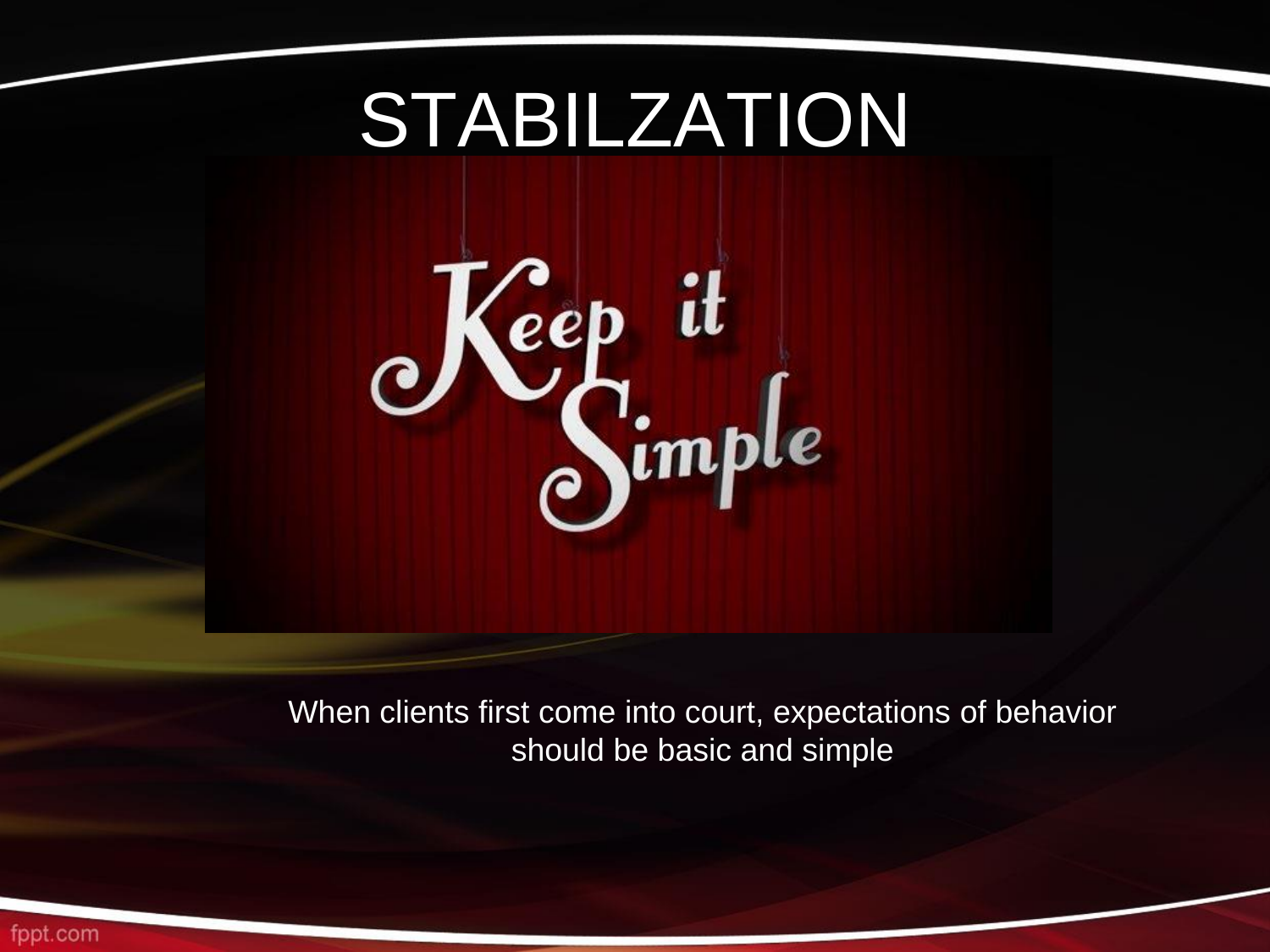# STABILZATION

When clients first come into court, expectations of behavior should be basic and simple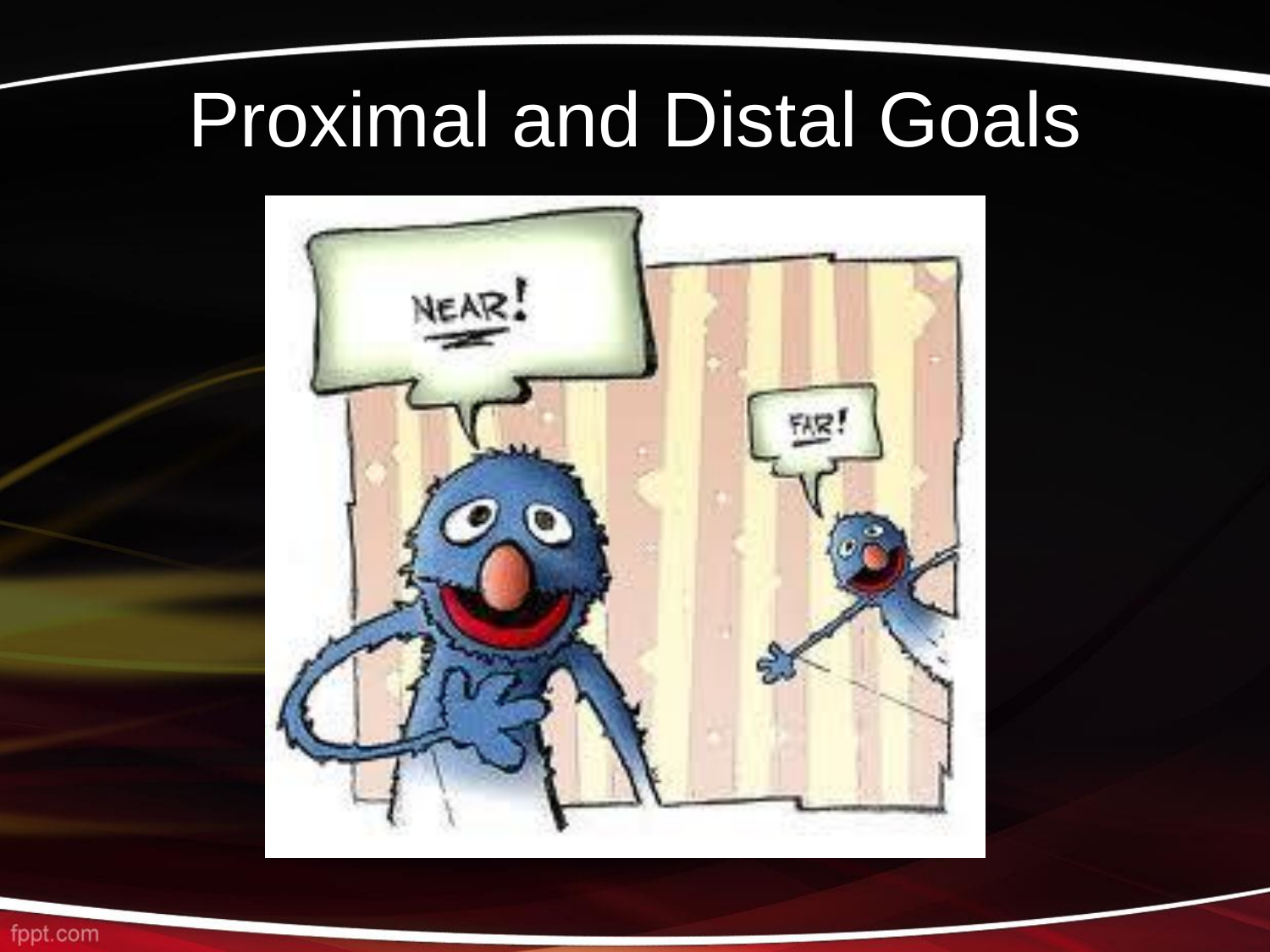# Proximal and Distal Goals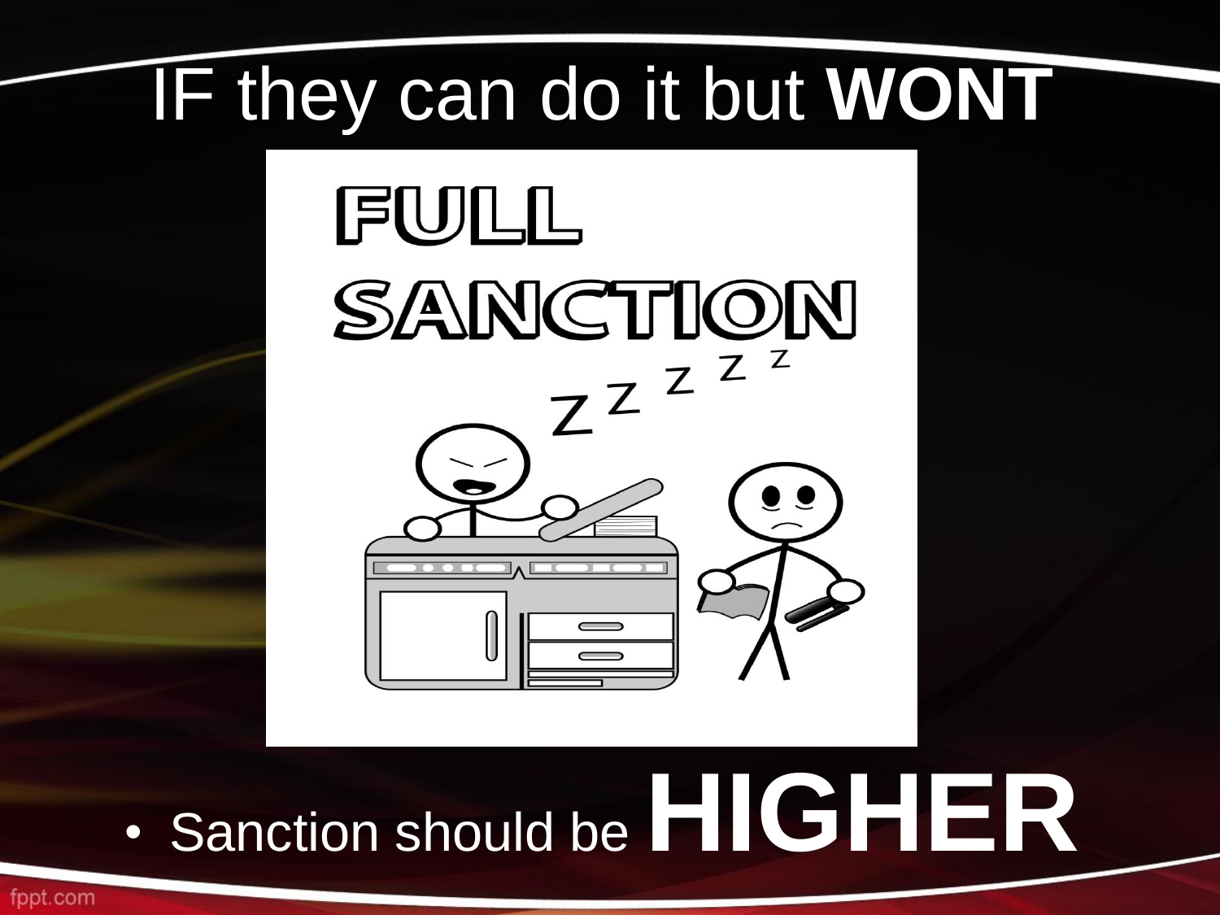# IF they can do it but **WONT**

- Sanction should be **HIGHER**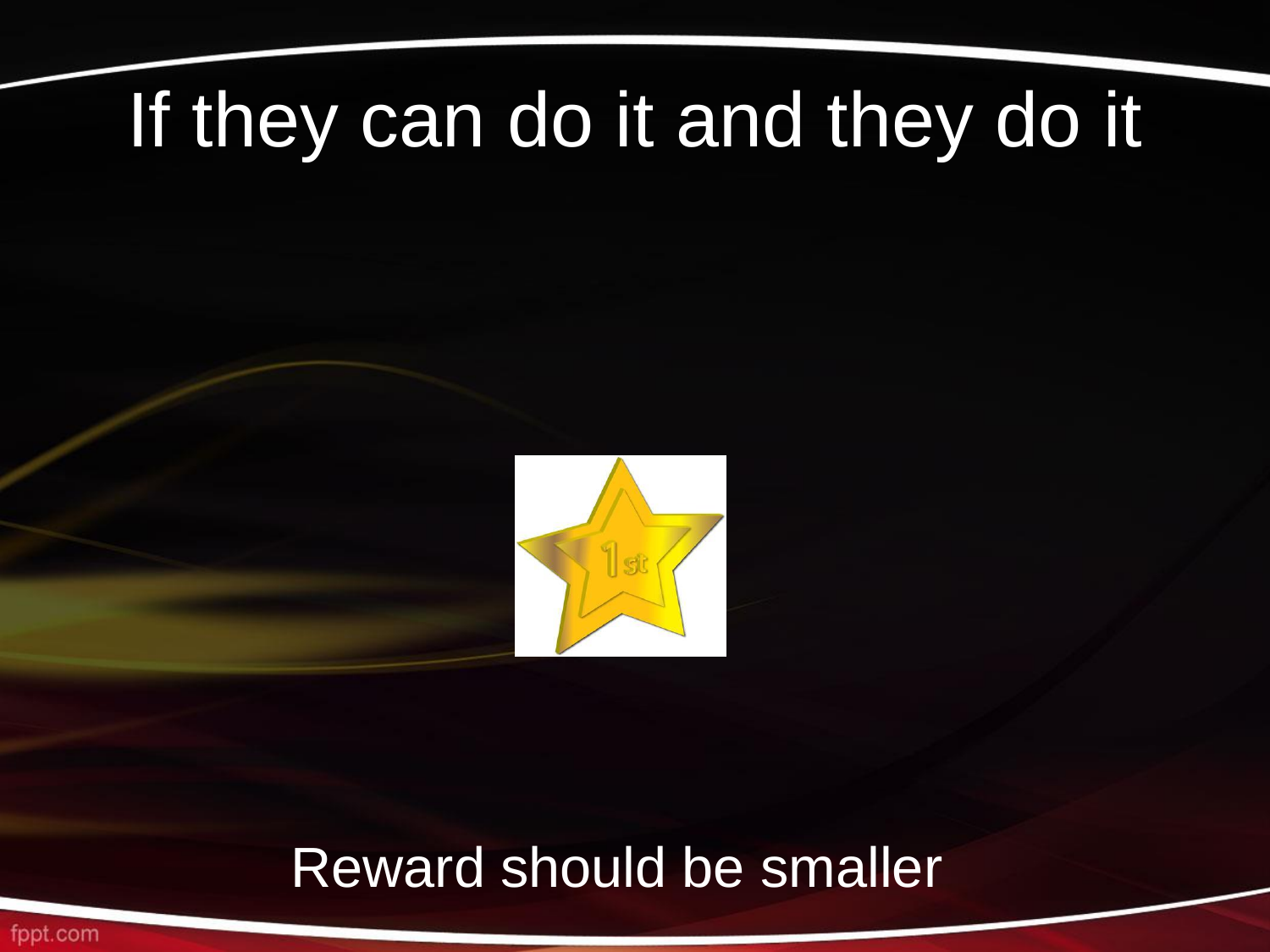# If they can do it and they do it

Reward should be smaller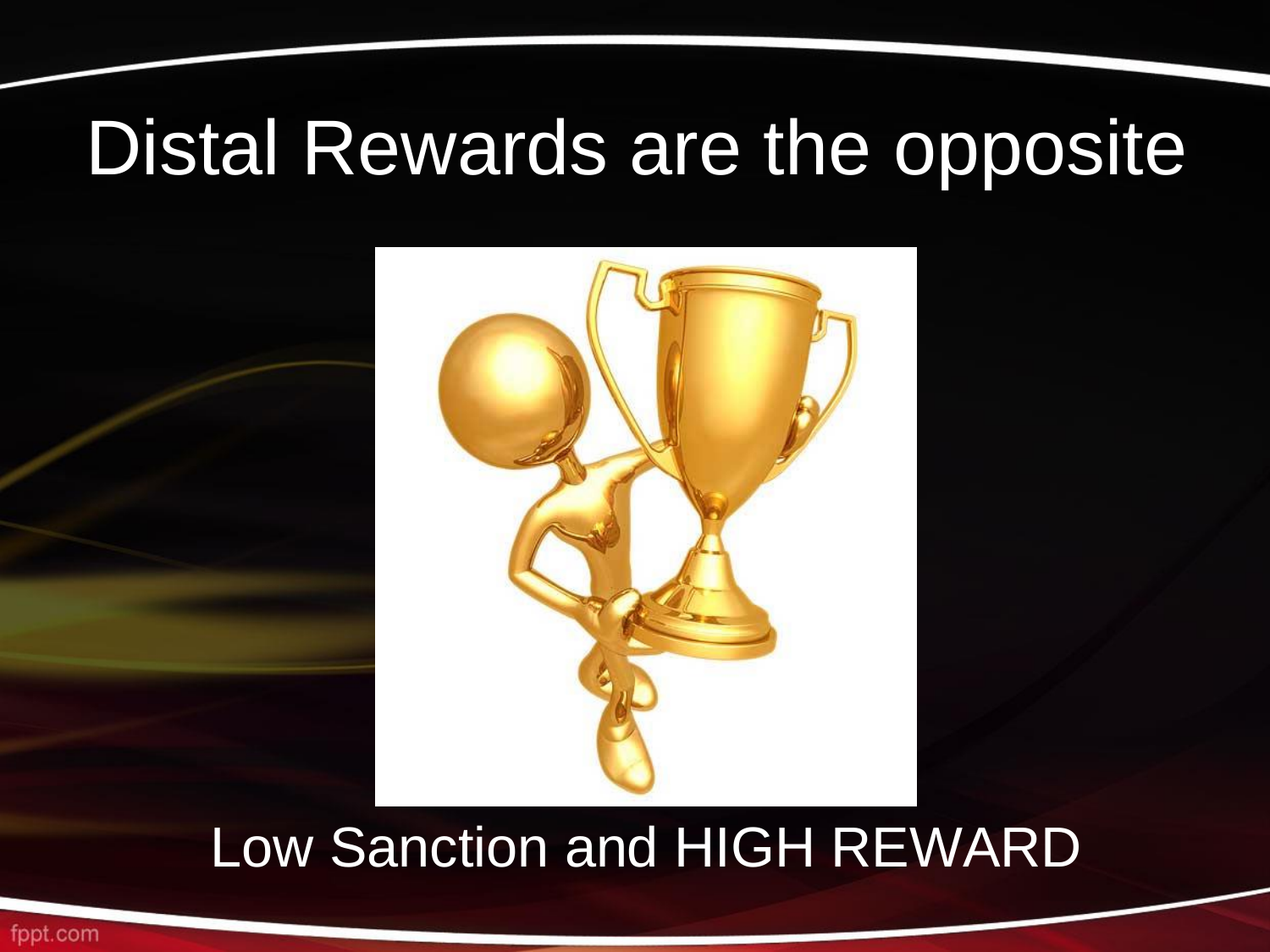# Distal Rewards are the opposite

Low Sanction and HIGH REWARD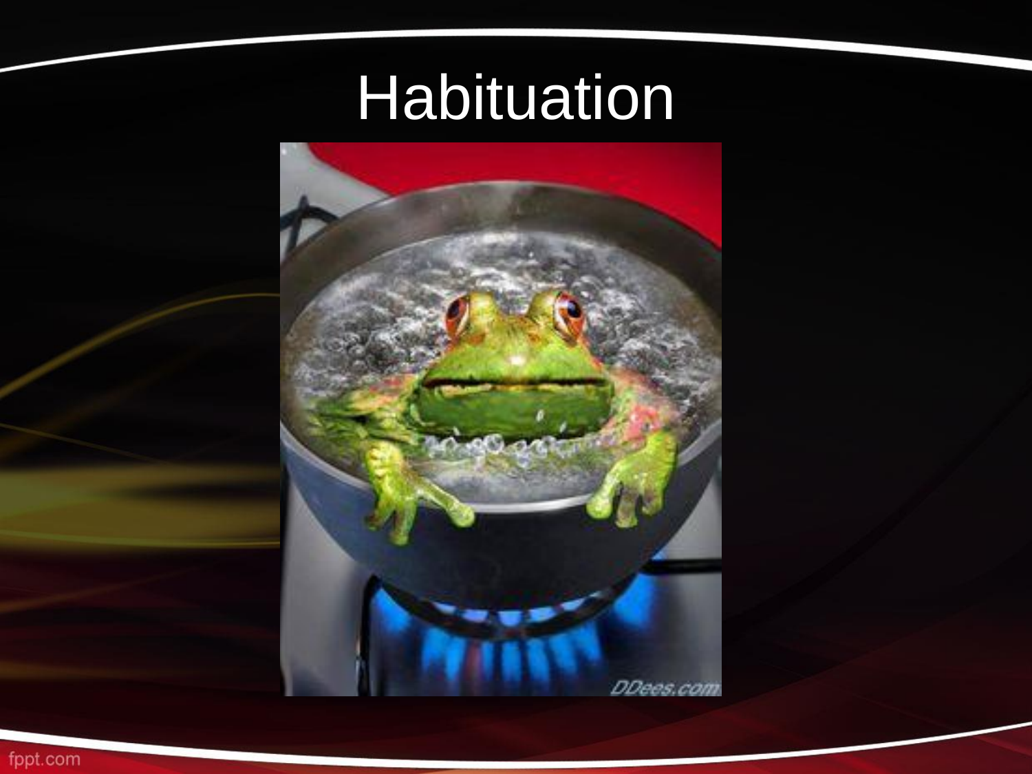# Habituation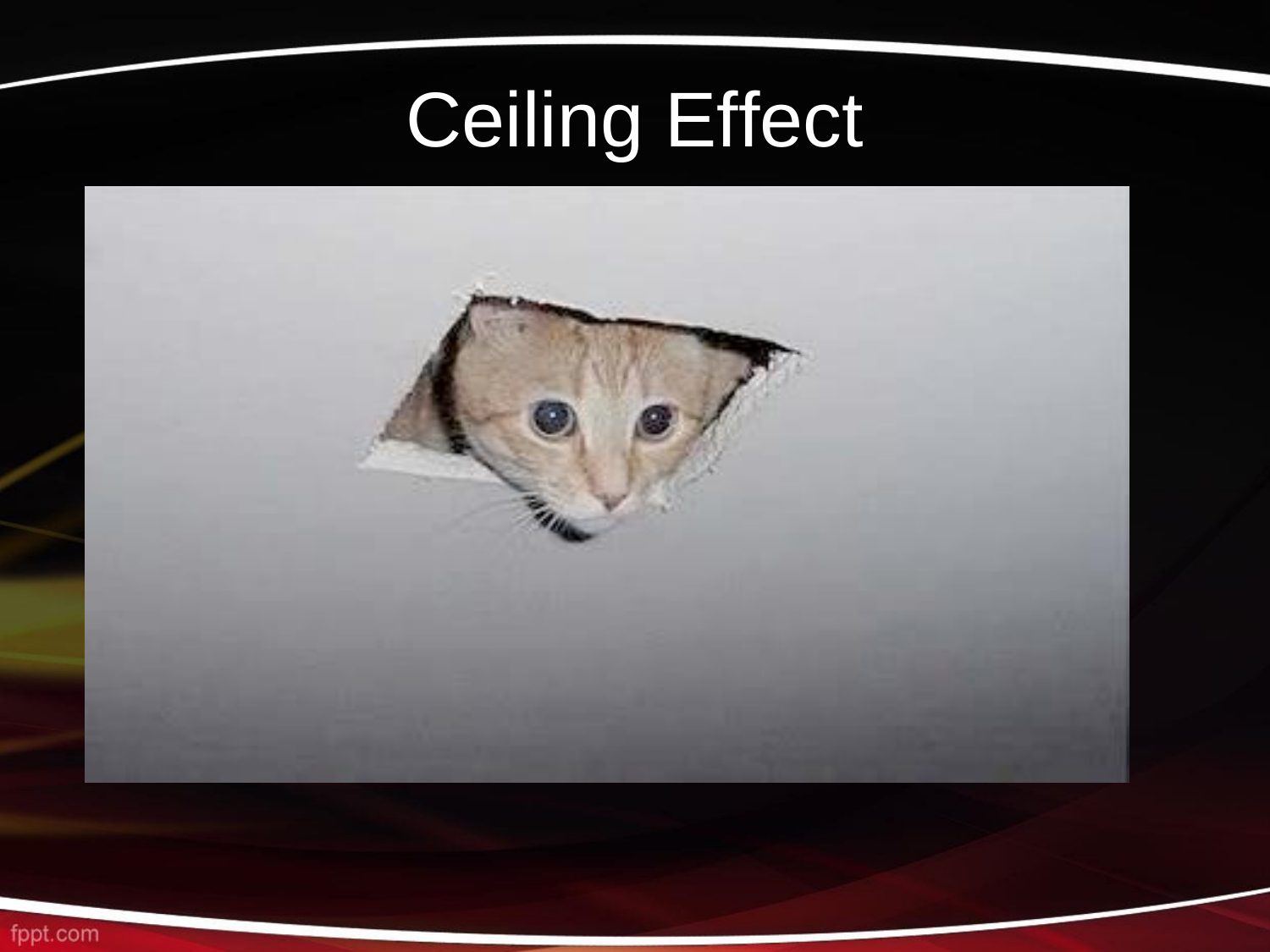# Ceiling Effect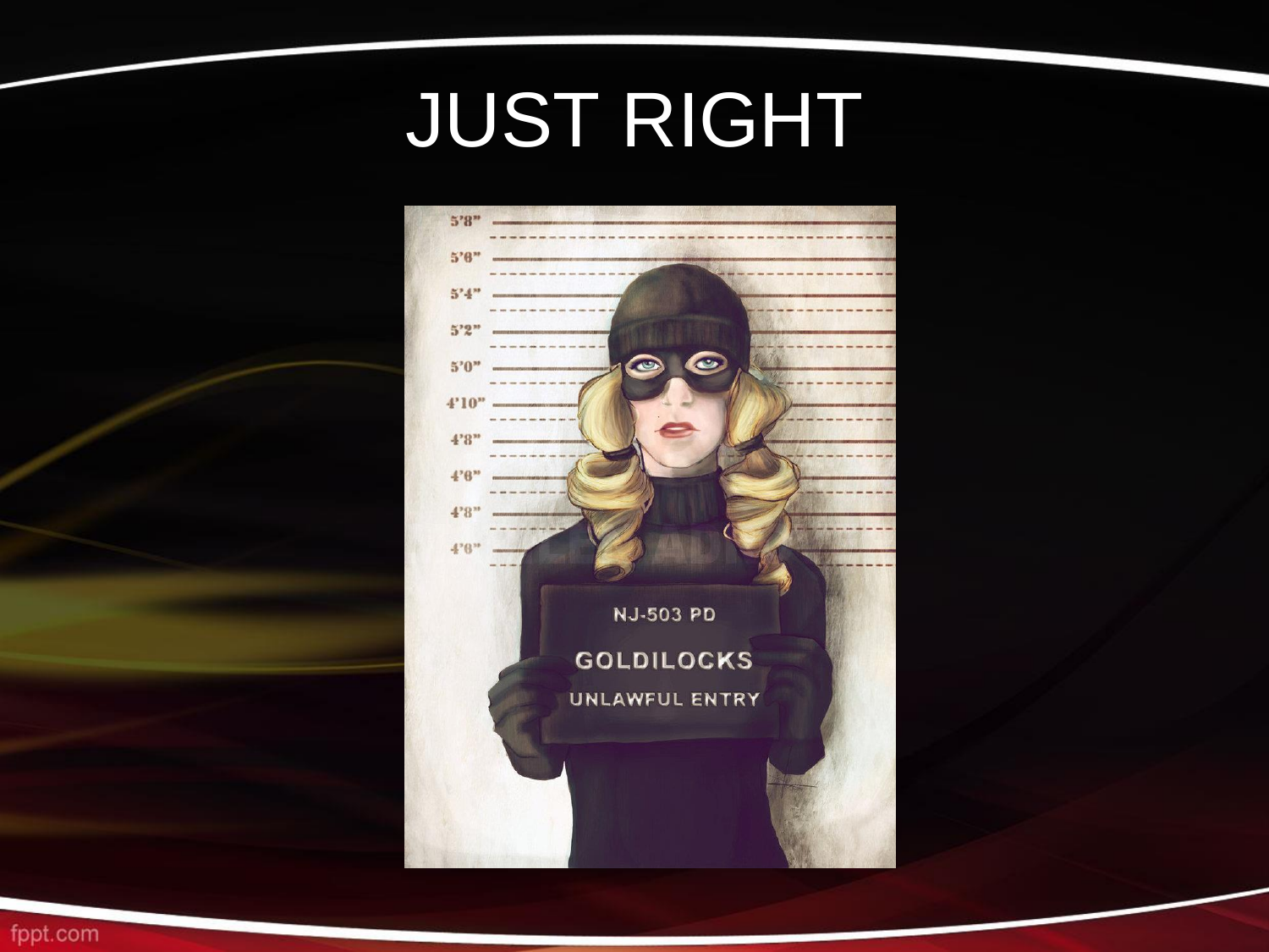# JUST RIGHT

NJ-503 PD

GOLDILOCKS

UNLAWFUL ENTRY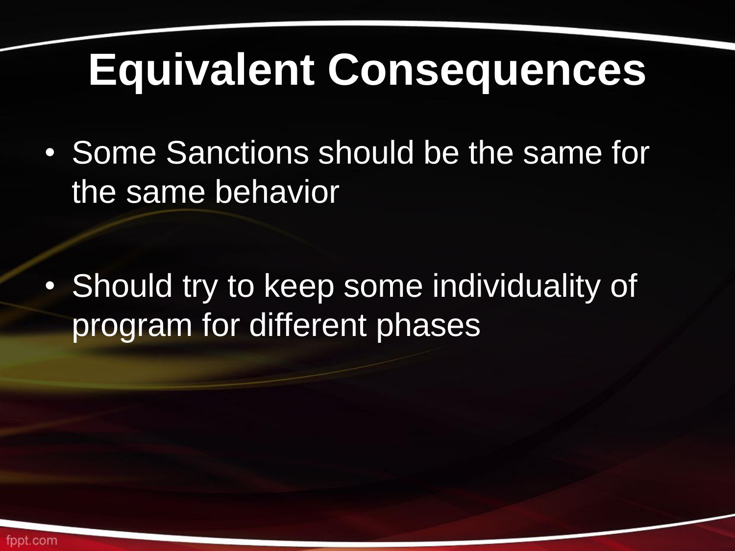# Equivalent Consequences

- Some Sanctions should be the same for the same behavior
- Should try to keep some individuality of program for different phases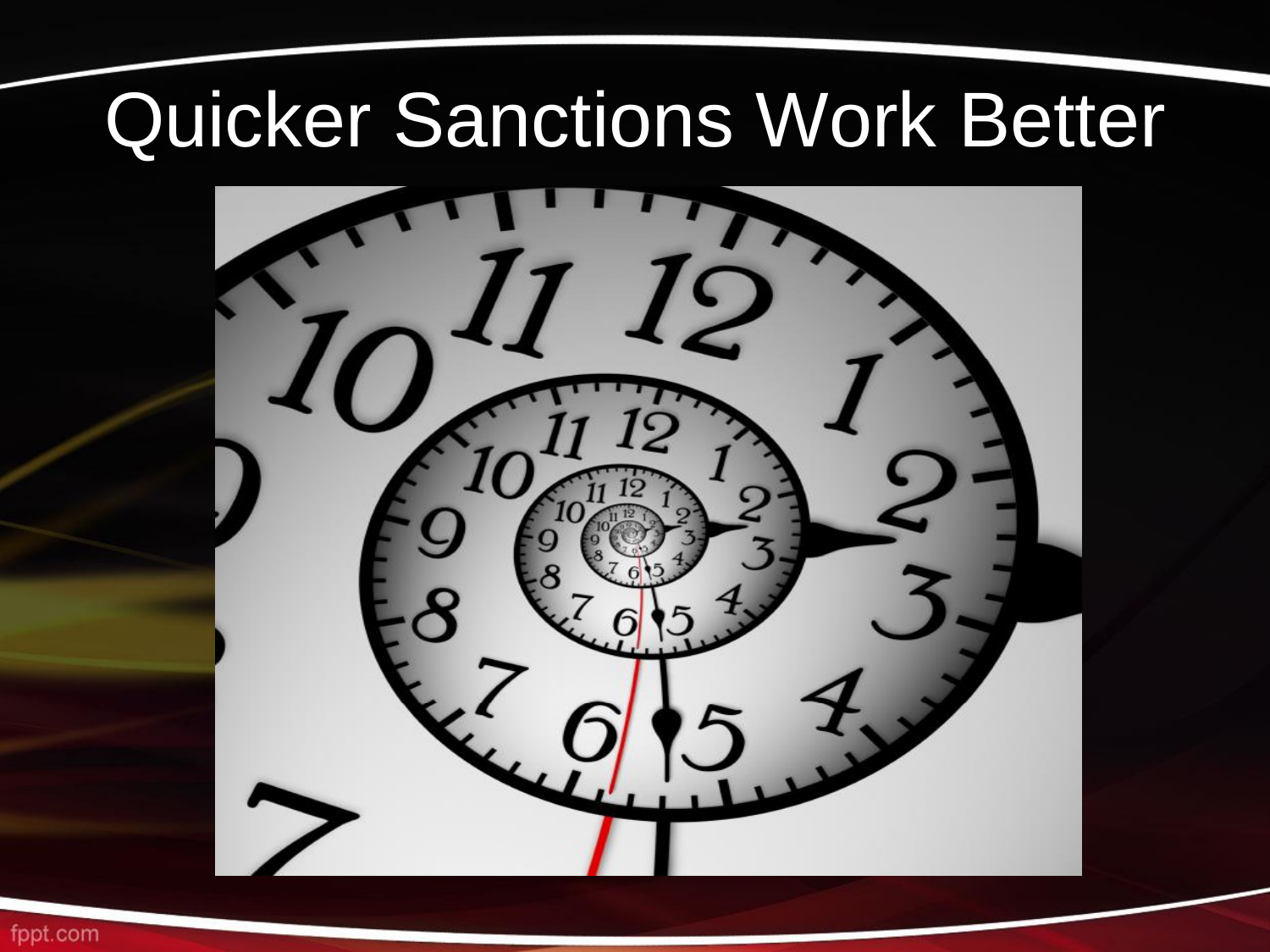# Quicker Sanctions Work Better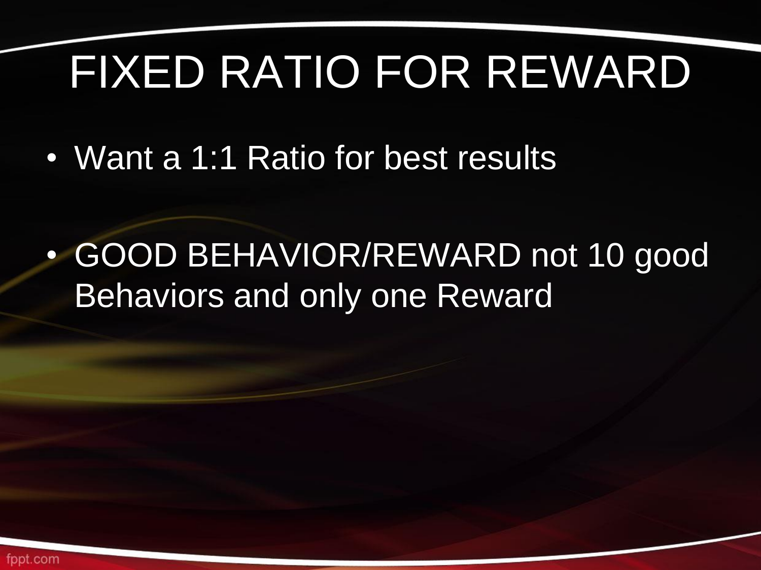# FIXED RATIO FOR REWARD

- Want a 1:1 Ratio for best results
- GOOD BEHAVIOR/REWARD not 10 good Behaviors and only one Reward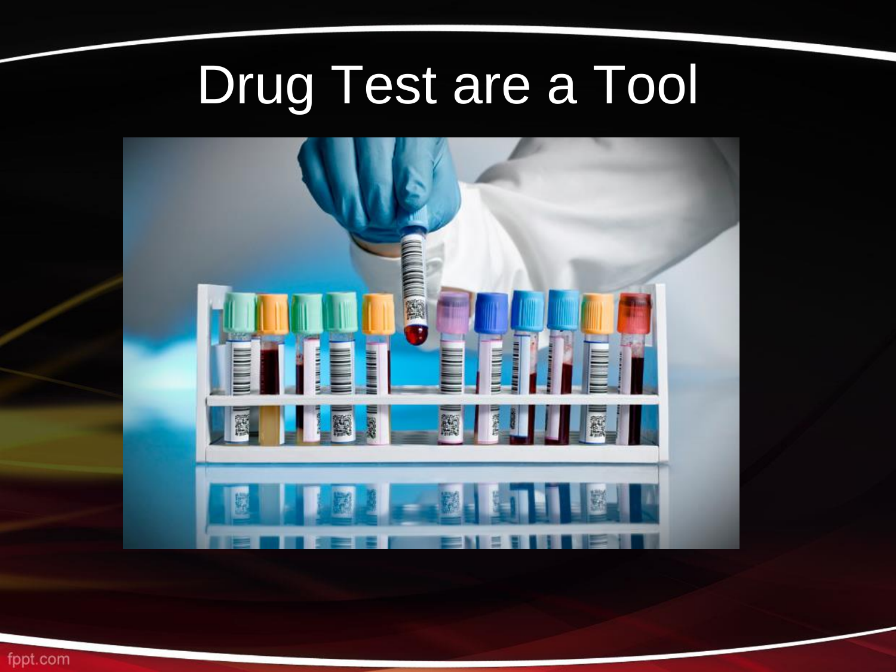# Drug Test are a Tool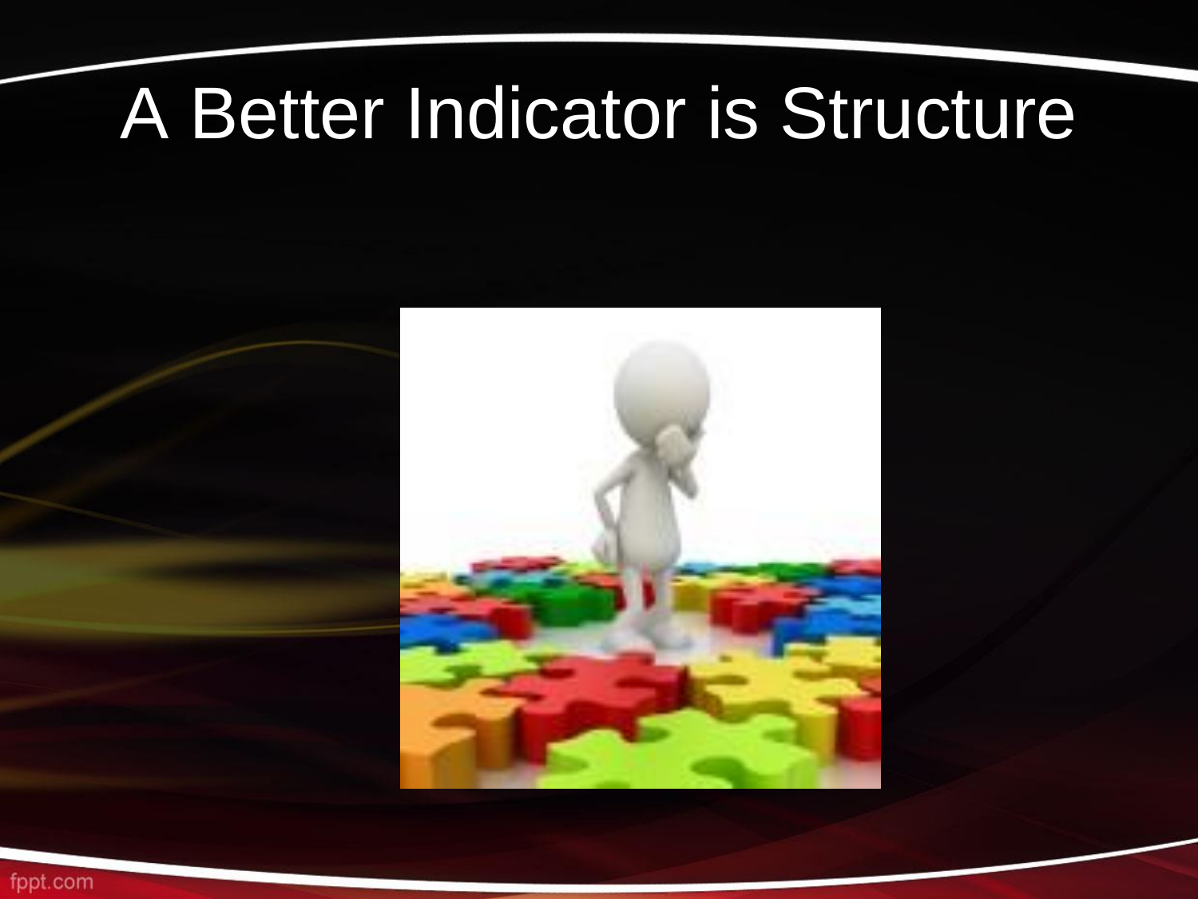# A Better Indicator is Structure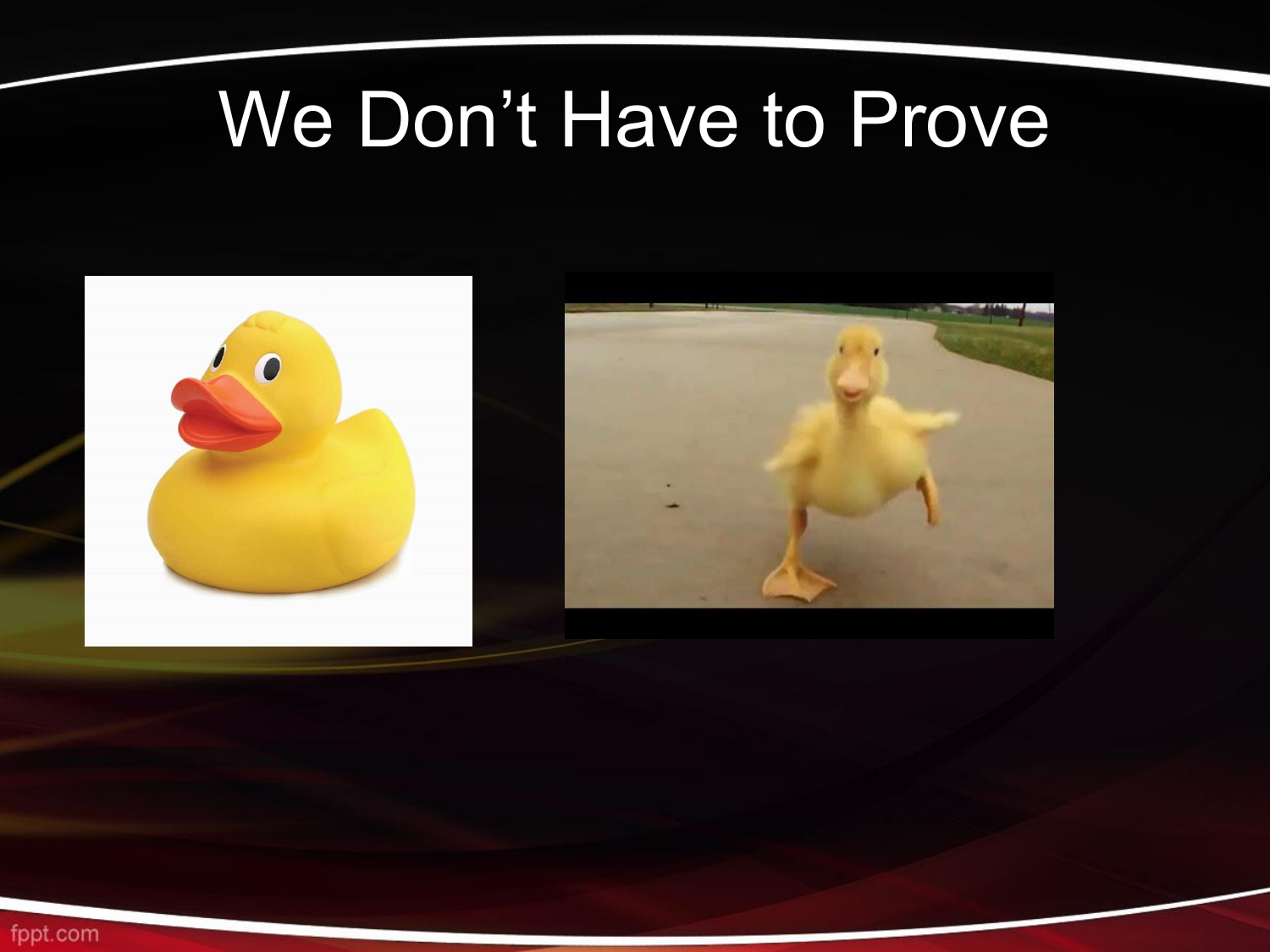# We Don't Have to Prove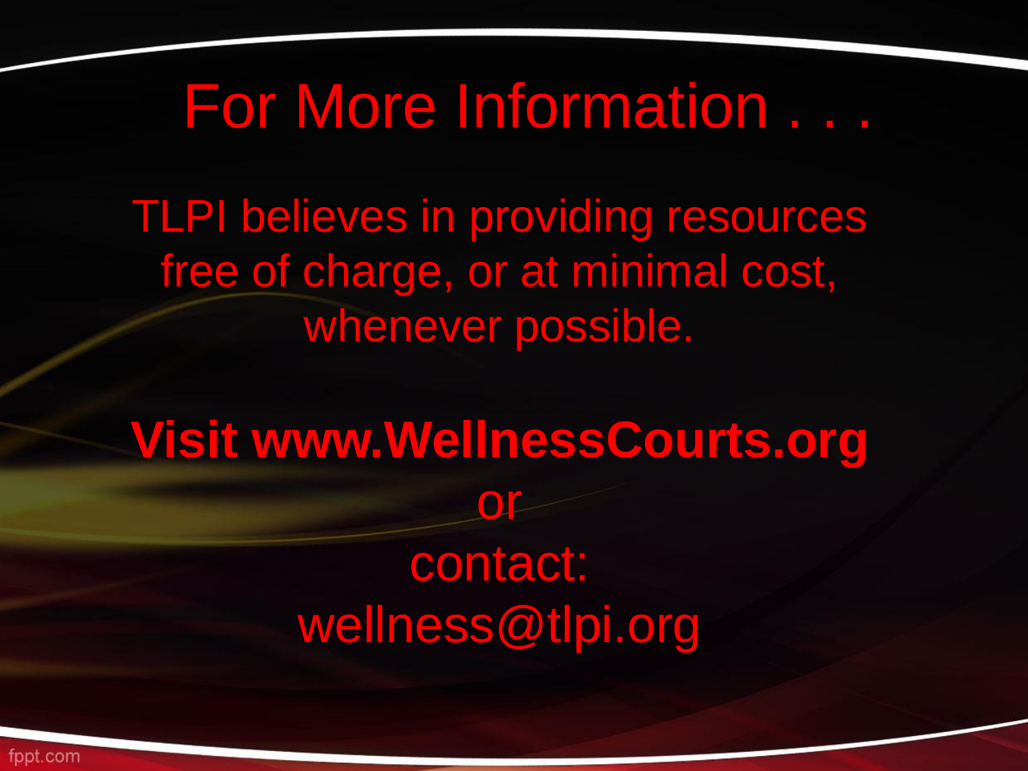# For More Information . . .

TLPI believes in providing resources free of charge, or at minimal cost, whenever possible.

**Visit www.WellnessCourts.org**

or

contact:

wellness@tlpi.org